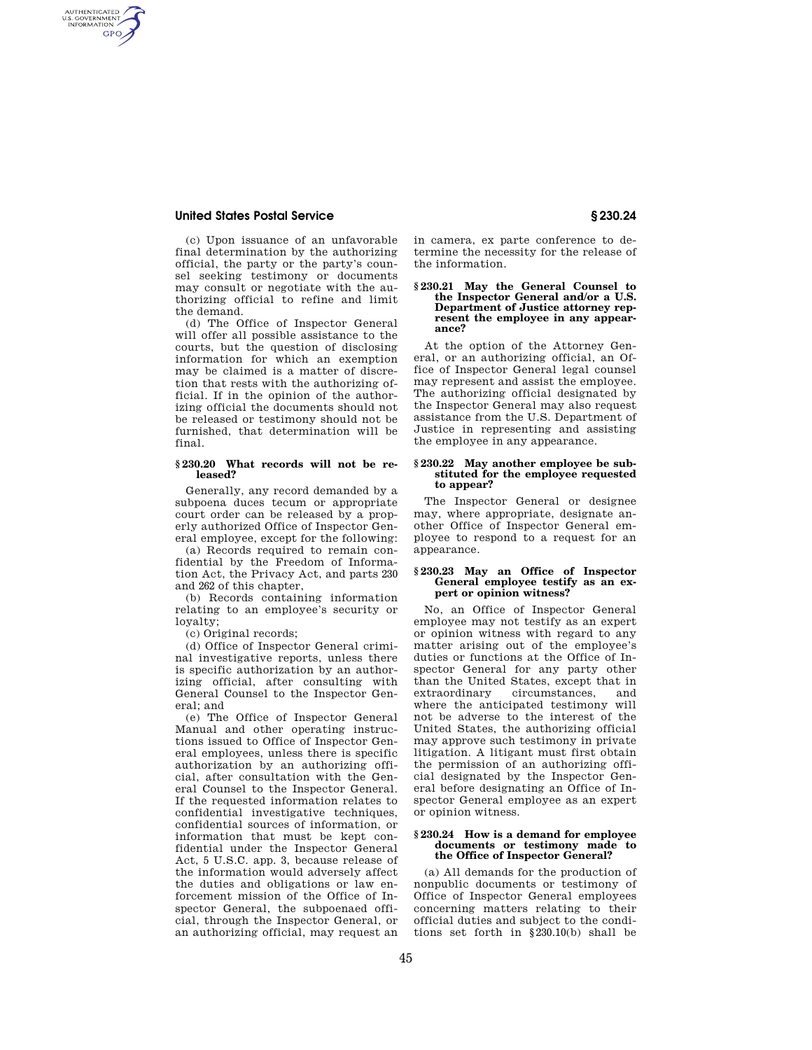(c) Upon issuance of an unfavorable final determination by the authorizing official, the party or the party's counsel seeking testimony or documents may consult or negotiate with the authorizing official to refine and limit the demand.

(d) The Office of Inspector General will offer all possible assistance to the courts, but the question of disclosing information for which an exemption may be claimed is a matter of discretion that rests with the authorizing official. If in the opinion of the authorizing official the documents should not be released or testimony should not be furnished, that determination will be final.

#### § 230.20 What records will not be released?

Generally, any record demanded by a subpoena duces tecum or appropriate court order can be released by a properly authorized Office of Inspector General employee, except for the following:

(a) Records required to remain confidential by the Freedom of Information Act, the Privacy Act, and parts 230 and 262 of this chapter,

(b) Records containing information relating to an employee's security or loyalty;

(c) Original records;

(d) Office of Inspector General criminal investigative reports, unless there is specific authorization by an authorizing official, after consulting with General Counsel to the Inspector General; and

(e) The Office of Inspector General Manual and other operating instructions issued to Office of Inspector General employees, unless there is specific authorization by an authorizing official, after consultation with the General Counsel to the Inspector General. If the requested information relates to confidential investigative techniques, confidential sources of information, or information that must be kept confidential under the Inspector General Act, 5 U.S.C. app. 3, because release of the information would adversely affect the duties and obligations or law enforcement mission of the Office of Inspector General, the subpoenaed official, through the Inspector General, or an authorizing official, may request an in camera, ex parte conference to determine the necessity for the release of the information.

#### § 230.21 May the General Counsel to the Inspector General and/or a U.S. Department of Justice attorney represent the employee in any appearance?

At the option of the Attorney General, or an authorizing official, an Office of Inspector General legal counsel may represent and assist the employee. The authorizing official designated by the Inspector General may also request assistance from the U.S. Department of Justice in representing and assisting the employee in any appearance.

#### § 230.22 May another employee be substituted for the employee requested to appear?

The Inspector General or designee may, where appropriate, designate another Office of Inspector General employee to respond to a request for an appearance.

#### § 230.23 May an Office of Inspector General employee testify as an expert or opinion witness?

No, an Office of Inspector General employee may not testify as an expert or opinion witness with regard to any matter arising out of the employee's duties or functions at the Office of Inspector General for any party other than the United States, except that in extraordinary circumstances, and where the anticipated testimony will not be adverse to the interest of the United States, the authorizing official may approve such testimony in private litigation. A litigant must first obtain the permission of an authorizing official designated by the Inspector General before designating an Office of Inspector General employee as an expert or opinion witness.

#### § 230.24 How is a demand for employee documents or testimony made to the Office of Inspector General?

(a) All demands for the production of nonpublic documents or testimony of Office of Inspector General employees concerning matters relating to their official duties and subject to the conditions set forth in §230.10(b) shall be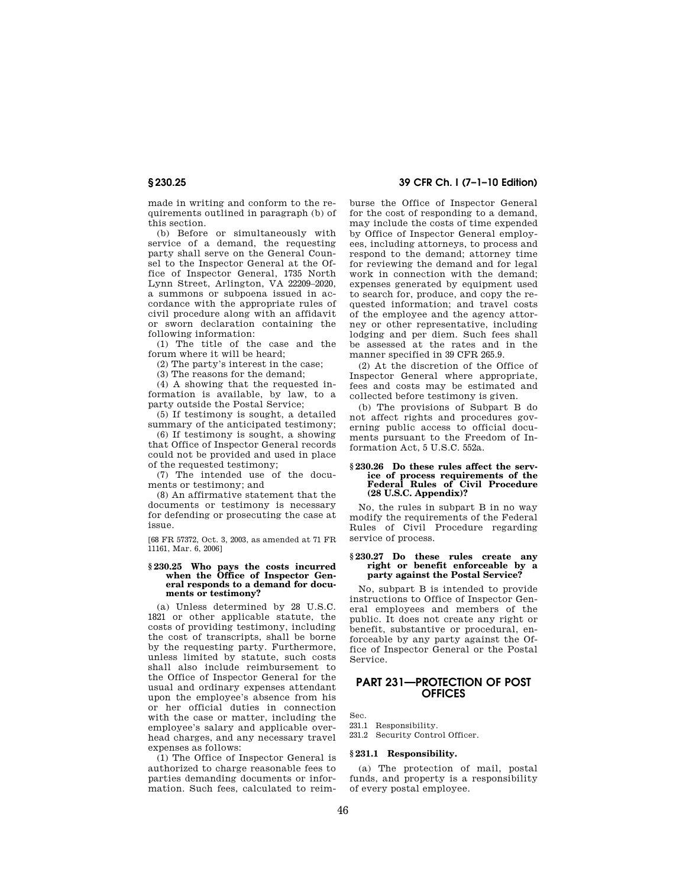made in writing and conform to the requirements outlined in paragraph (b) of this section.

(b) Before or simultaneously with service of a demand, the requesting party shall serve on the General Counsel to the Inspector General at the Office of Inspector General, 1735 North Lynn Street, Arlington, VA 22209–2020, a summons or subpoena issued in accordance with the appropriate rules of civil procedure along with an affidavit or sworn declaration containing the following information:

(1) The title of the case and the forum where it will be heard;

(2) The party's interest in the case;

(3) The reasons for the demand;

(4) A showing that the requested information is available, by law, to a party outside the Postal Service;

(5) If testimony is sought, a detailed summary of the anticipated testimony;

(6) If testimony is sought, a showing that Office of Inspector General records could not be provided and used in place of the requested testimony;

(7) The intended use of the documents or testimony; and

(8) An affirmative statement that the documents or testimony is necessary for defending or prosecuting the case at issue.

[68 FR 57372, Oct. 3, 2003, as amended at 71 FR 11161, Mar. 6, 2006]

### § 230.25 Who pays the costs incurred when the Office of Inspector General responds to a demand for documents or testimony?

(a) Unless determined by 28 U.S.C. 1821 or other applicable statute, the costs of providing testimony, including the cost of transcripts, shall be borne by the requesting party. Furthermore, unless limited by statute, such costs shall also include reimbursement to the Office of Inspector General for the usual and ordinary expenses attendant upon the employee's absence from his or her official duties in connection with the case or matter, including the employee's salary and applicable overhead charges, and any necessary travel expenses as follows:

(1) The Office of Inspector General is authorized to charge reasonable fees to parties demanding documents or information. Such fees, calculated to reimburse the Office of Inspector General for the cost of responding to a demand, may include the costs of time expended by Office of Inspector General employees, including attorneys, to process and respond to the demand; attorney time for reviewing the demand and for legal work in connection with the demand; expenses generated by equipment used to search for, produce, and copy the requested information; and travel costs of the employee and the agency attorney or other representative, including lodging and per diem. Such fees shall be assessed at the rates and in the manner specified in 39 CFR 265.9.

(2) At the discretion of the Office of Inspector General where appropriate, fees and costs may be estimated and collected before testimony is given.

(b) The provisions of Subpart B do not affect rights and procedures governing public access to official documents pursuant to the Freedom of Information Act, 5 U.S.C. 552a.

### § 230.26 Do these rules affect the service of process requirements of the Federal Rules of Civil Procedure (28 U.S.C. Appendix)?

No, the rules in subpart B in no way modify the requirements of the Federal Rules of Civil Procedure regarding service of process.

### § 230.27 Do these rules create any right or benefit enforceable by a party against the Postal Service?

No, subpart B is intended to provide instructions to Office of Inspector General employees and members of the public. It does not create any right or benefit, substantive or procedural, enforceable by any party against the Office of Inspector General or the Postal Service.

## PART 231—PROTECTION OF POST OFFICES

Sec.
231.1 Responsibility.
231.2 Security Control Officer.

### § 231.1 Responsibility.

(a) The protection of mail, postal funds, and property is a responsibility of every postal employee.